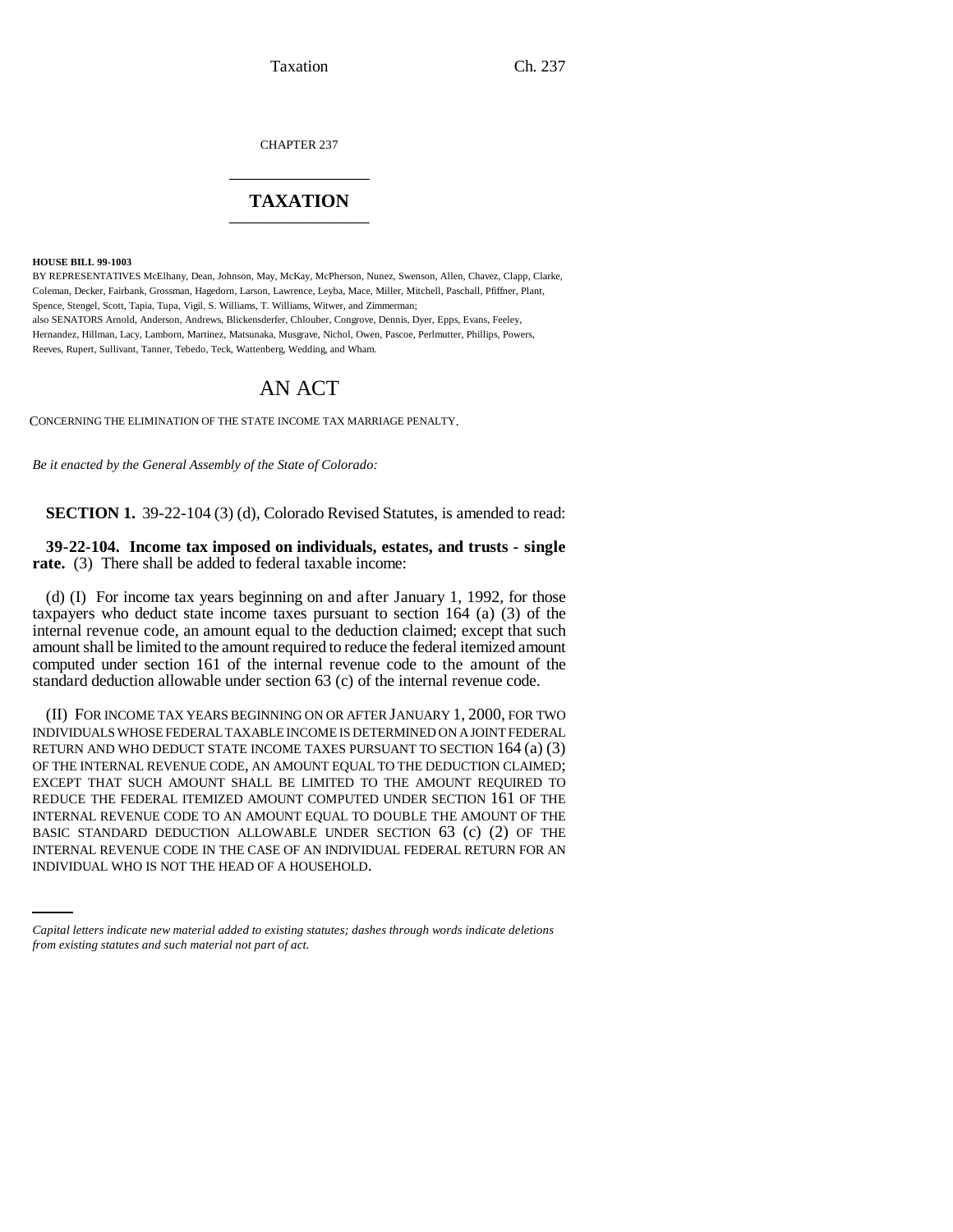CHAPTER 237

# TAXATION

**HOUSE BILL 99-1003**

BY REPRESENTATIVES McElhany, Dean, Johnson, May, McKay, McPherson, Nunez, Swenson, Allen, Chavez, Clapp, Clarke, Coleman, Decker, Fairbank, Grossman, Hagedorn, Larson, Lawrence, Leyba, Mace, Miller, Mitchell, Paschall, Pfiffner, Plant, Spence, Stengel, Scott, Tapia, Tupa, Vigil, S. Williams, T. Williams, Witwer, and Zimmerman;
also SENATORS Arnold, Anderson, Andrews, Blickensderfer, Chlouber, Congrove, Dennis, Dyer, Epps, Evans, Feeley, Hernandez, Hillman, Lacy, Lamborn, Martinez, Matsunaka, Musgrave, Nichol, Owen, Pascoe, Perlmutter, Phillips, Powers, Reeves, Rupert, Sullivant, Tanner, Tebedo, Teck, Wattenberg, Wedding, and Wham.

# AN ACT

CONCERNING THE ELIMINATION OF THE STATE INCOME TAX MARRIAGE PENALTY.

*Be it enacted by the General Assembly of the State of Colorado:*

**SECTION 1.** 39-22-104 (3) (d), Colorado Revised Statutes, is amended to read:

**39-22-104. Income tax imposed on individuals, estates, and trusts - single rate.** (3) There shall be added to federal taxable income:

(d) (I) For income tax years beginning on and after January 1, 1992, for those taxpayers who deduct state income taxes pursuant to section 164 (a) (3) of the internal revenue code, an amount equal to the deduction claimed; except that such amount shall be limited to the amount required to reduce the federal itemized amount computed under section 161 of the internal revenue code to the amount of the standard deduction allowable under section 63 (c) of the internal revenue code.

(II) FOR INCOME TAX YEARS BEGINNING ON OR AFTER JANUARY 1, 2000, FOR TWO INDIVIDUALS WHOSE FEDERAL TAXABLE INCOME IS DETERMINED ON A JOINT FEDERAL RETURN AND WHO DEDUCT STATE INCOME TAXES PURSUANT TO SECTION 164 (a) (3) OF THE INTERNAL REVENUE CODE, AN AMOUNT EQUAL TO THE DEDUCTION CLAIMED; EXCEPT THAT SUCH AMOUNT SHALL BE LIMITED TO THE AMOUNT REQUIRED TO REDUCE THE FEDERAL ITEMIZED AMOUNT COMPUTED UNDER SECTION 161 OF THE INTERNAL REVENUE CODE TO AN AMOUNT EQUAL TO DOUBLE THE AMOUNT OF THE BASIC STANDARD DEDUCTION ALLOWABLE UNDER SECTION 63 (c) (2) OF THE INTERNAL REVENUE CODE IN THE CASE OF AN INDIVIDUAL FEDERAL RETURN FOR AN INDIVIDUAL WHO IS NOT THE HEAD OF A HOUSEHOLD.

*Capital letters indicate new material added to existing statutes; dashes through words indicate deletions from existing statutes and such material not part of act.*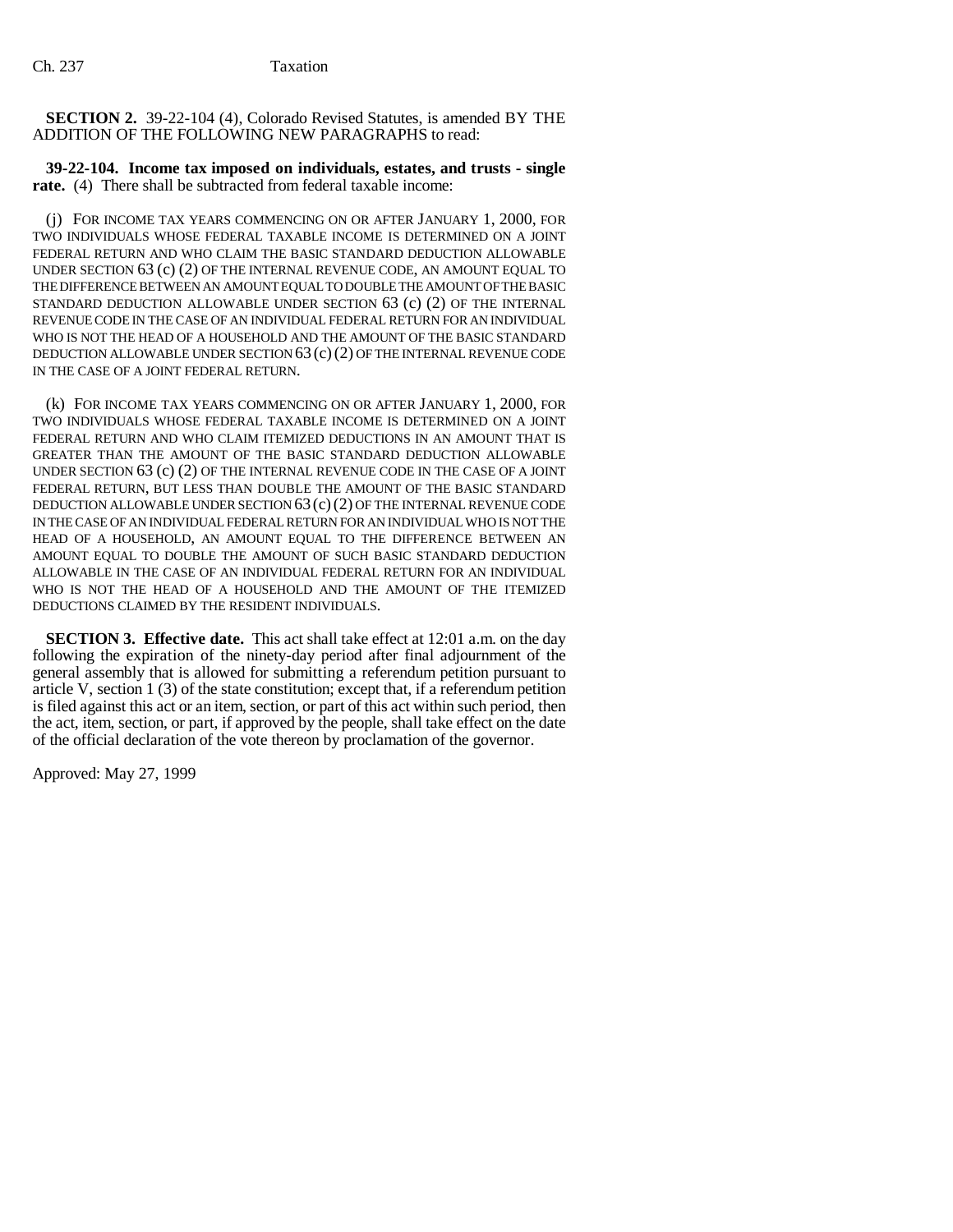**SECTION 2.** 39-22-104 (4), Colorado Revised Statutes, is amended BY THE ADDITION OF THE FOLLOWING NEW PARAGRAPHS to read:

**39-22-104. Income tax imposed on individuals, estates, and trusts - single rate.** (4) There shall be subtracted from federal taxable income:

(j) FOR INCOME TAX YEARS COMMENCING ON OR AFTER JANUARY 1, 2000, FOR TWO INDIVIDUALS WHOSE FEDERAL TAXABLE INCOME IS DETERMINED ON A JOINT FEDERAL RETURN AND WHO CLAIM THE BASIC STANDARD DEDUCTION ALLOWABLE UNDER SECTION 63 (c) (2) OF THE INTERNAL REVENUE CODE, AN AMOUNT EQUAL TO THE DIFFERENCE BETWEEN AN AMOUNT EQUAL TO DOUBLE THE AMOUNT OF THE BASIC STANDARD DEDUCTION ALLOWABLE UNDER SECTION 63 (c) (2) OF THE INTERNAL REVENUE CODE IN THE CASE OF AN INDIVIDUAL FEDERAL RETURN FOR AN INDIVIDUAL WHO IS NOT THE HEAD OF A HOUSEHOLD AND THE AMOUNT OF THE BASIC STANDARD DEDUCTION ALLOWABLE UNDER SECTION 63 (c) (2) OF THE INTERNAL REVENUE CODE IN THE CASE OF A JOINT FEDERAL RETURN.

(k) FOR INCOME TAX YEARS COMMENCING ON OR AFTER JANUARY 1, 2000, FOR TWO INDIVIDUALS WHOSE FEDERAL TAXABLE INCOME IS DETERMINED ON A JOINT FEDERAL RETURN AND WHO CLAIM ITEMIZED DEDUCTIONS IN AN AMOUNT THAT IS GREATER THAN THE AMOUNT OF THE BASIC STANDARD DEDUCTION ALLOWABLE UNDER SECTION 63 (c) (2) OF THE INTERNAL REVENUE CODE IN THE CASE OF A JOINT FEDERAL RETURN, BUT LESS THAN DOUBLE THE AMOUNT OF THE BASIC STANDARD DEDUCTION ALLOWABLE UNDER SECTION 63 (c) (2) OF THE INTERNAL REVENUE CODE IN THE CASE OF AN INDIVIDUAL FEDERAL RETURN FOR AN INDIVIDUAL WHO IS NOT THE HEAD OF A HOUSEHOLD, AN AMOUNT EQUAL TO THE DIFFERENCE BETWEEN AN AMOUNT EQUAL TO DOUBLE THE AMOUNT OF SUCH BASIC STANDARD DEDUCTION ALLOWABLE IN THE CASE OF AN INDIVIDUAL FEDERAL RETURN FOR AN INDIVIDUAL WHO IS NOT THE HEAD OF A HOUSEHOLD AND THE AMOUNT OF THE ITEMIZED DEDUCTIONS CLAIMED BY THE RESIDENT INDIVIDUALS.

**SECTION 3. Effective date.** This act shall take effect at 12:01 a.m. on the day following the expiration of the ninety-day period after final adjournment of the general assembly that is allowed for submitting a referendum petition pursuant to article V, section 1 (3) of the state constitution; except that, if a referendum petition is filed against this act or an item, section, or part of this act within such period, then the act, item, section, or part, if approved by the people, shall take effect on the date of the official declaration of the vote thereon by proclamation of the governor.

Approved: May 27, 1999